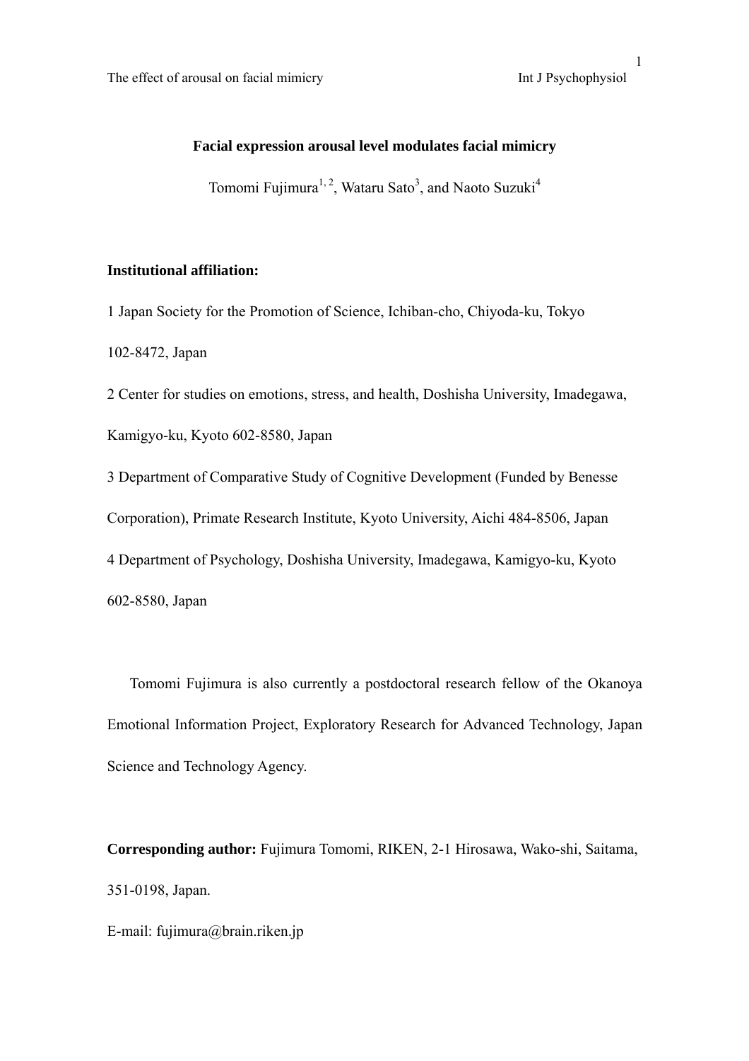# Facial expression arousal level modulates facial mimicry

Tomomi Fujimura[1, 2], Wataru Sato[3], and Naoto Suzuki[4]

**Institutional affiliation:**

1 Japan Society for the Promotion of Science, Ichiban-cho, Chiyoda-ku, Tokyo 102-8472, Japan

2 Center for studies on emotions, stress, and health, Doshisha University, Imadegawa, Kamigyo-ku, Kyoto 602-8580, Japan

3 Department of Comparative Study of Cognitive Development (Funded by Benesse Corporation), Primate Research Institute, Kyoto University, Aichi 484-8506, Japan

4 Department of Psychology, Doshisha University, Imadegawa, Kamigyo-ku, Kyoto 602-8580, Japan

Tomomi Fujimura is also currently a postdoctoral research fellow of the Okanoya Emotional Information Project, Exploratory Research for Advanced Technology, Japan Science and Technology Agency.

**Corresponding author:** Fujimura Tomomi, RIKEN, 2-1 Hirosawa, Wako-shi, Saitama, 351-0198, Japan.

E-mail: fujimura@brain.riken.jp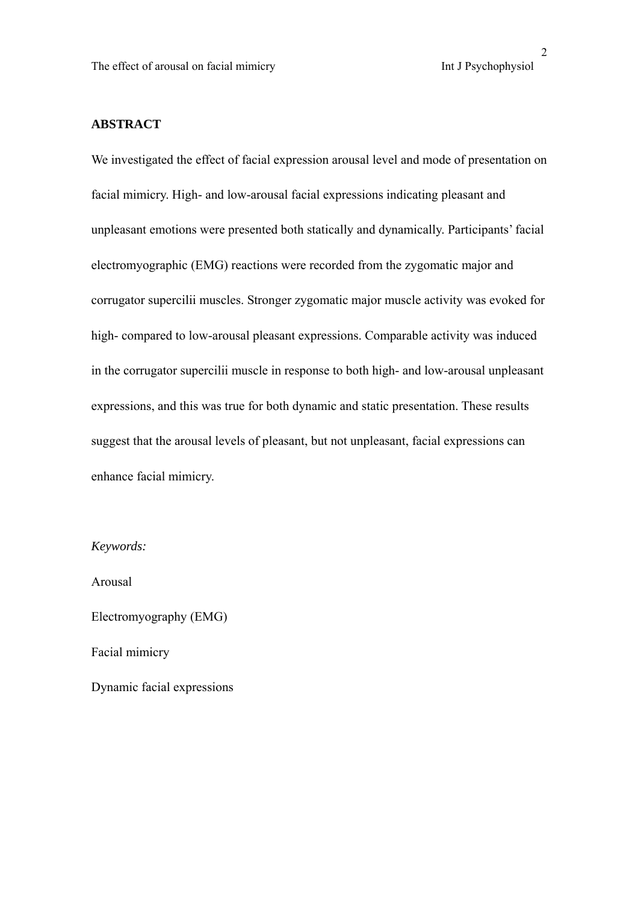## ABSTRACT

We investigated the effect of facial expression arousal level and mode of presentation on facial mimicry. High- and low-arousal facial expressions indicating pleasant and unpleasant emotions were presented both statically and dynamically. Participants' facial electromyographic (EMG) reactions were recorded from the zygomatic major and corrugator supercilii muscles. Stronger zygomatic major muscle activity was evoked for high- compared to low-arousal pleasant expressions. Comparable activity was induced in the corrugator supercilii muscle in response to both high- and low-arousal unpleasant expressions, and this was true for both dynamic and static presentation. These results suggest that the arousal levels of pleasant, but not unpleasant, facial expressions can enhance facial mimicry.

*Keywords:*

Arousal

Electromyography (EMG)

Facial mimicry

Dynamic facial expressions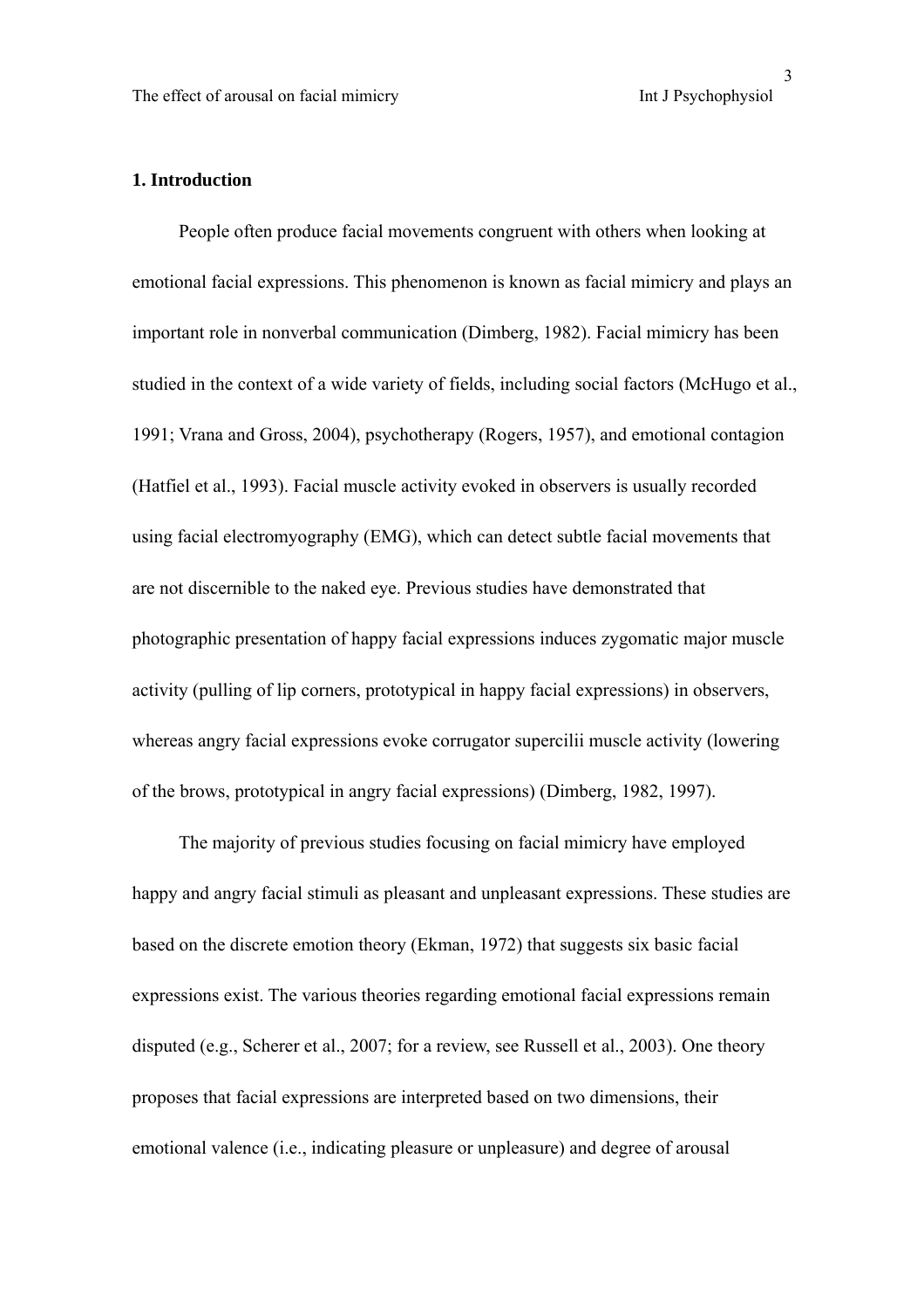## 1. Introduction

People often produce facial movements congruent with others when looking at emotional facial expressions. This phenomenon is known as facial mimicry and plays an important role in nonverbal communication (Dimberg, 1982). Facial mimicry has been studied in the context of a wide variety of fields, including social factors (McHugo et al., 1991; Vrana and Gross, 2004), psychotherapy (Rogers, 1957), and emotional contagion (Hatfiel et al., 1993). Facial muscle activity evoked in observers is usually recorded using facial electromyography (EMG), which can detect subtle facial movements that are not discernible to the naked eye. Previous studies have demonstrated that photographic presentation of happy facial expressions induces zygomatic major muscle activity (pulling of lip corners, prototypical in happy facial expressions) in observers, whereas angry facial expressions evoke corrugator supercilii muscle activity (lowering of the brows, prototypical in angry facial expressions) (Dimberg, 1982, 1997).

The majority of previous studies focusing on facial mimicry have employed happy and angry facial stimuli as pleasant and unpleasant expressions. These studies are based on the discrete emotion theory (Ekman, 1972) that suggests six basic facial expressions exist. The various theories regarding emotional facial expressions remain disputed (e.g., Scherer et al., 2007; for a review, see Russell et al., 2003). One theory proposes that facial expressions are interpreted based on two dimensions, their emotional valence (i.e., indicating pleasure or unpleasure) and degree of arousal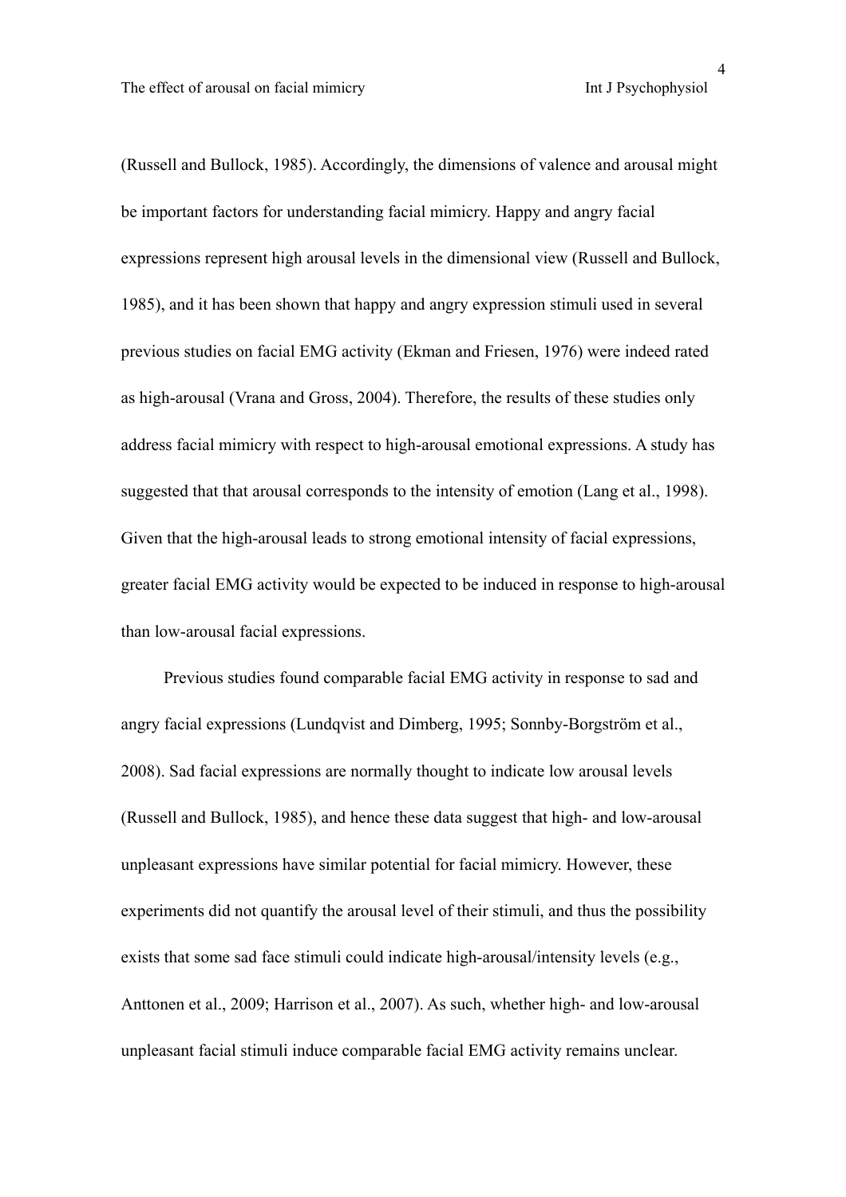(Russell and Bullock, 1985). Accordingly, the dimensions of valence and arousal might be important factors for understanding facial mimicry. Happy and angry facial expressions represent high arousal levels in the dimensional view (Russell and Bullock, 1985), and it has been shown that happy and angry expression stimuli used in several previous studies on facial EMG activity (Ekman and Friesen, 1976) were indeed rated as high-arousal (Vrana and Gross, 2004). Therefore, the results of these studies only address facial mimicry with respect to high-arousal emotional expressions. A study has suggested that that arousal corresponds to the intensity of emotion (Lang et al., 1998). Given that the high-arousal leads to strong emotional intensity of facial expressions, greater facial EMG activity would be expected to be induced in response to high-arousal than low-arousal facial expressions.

Previous studies found comparable facial EMG activity in response to sad and angry facial expressions (Lundqvist and Dimberg, 1995; Sonnby-Borgström et al., 2008). Sad facial expressions are normally thought to indicate low arousal levels (Russell and Bullock, 1985), and hence these data suggest that high- and low-arousal unpleasant expressions have similar potential for facial mimicry. However, these experiments did not quantify the arousal level of their stimuli, and thus the possibility exists that some sad face stimuli could indicate high-arousal/intensity levels (e.g., Anttonen et al., 2009; Harrison et al., 2007). As such, whether high- and low-arousal unpleasant facial stimuli induce comparable facial EMG activity remains unclear.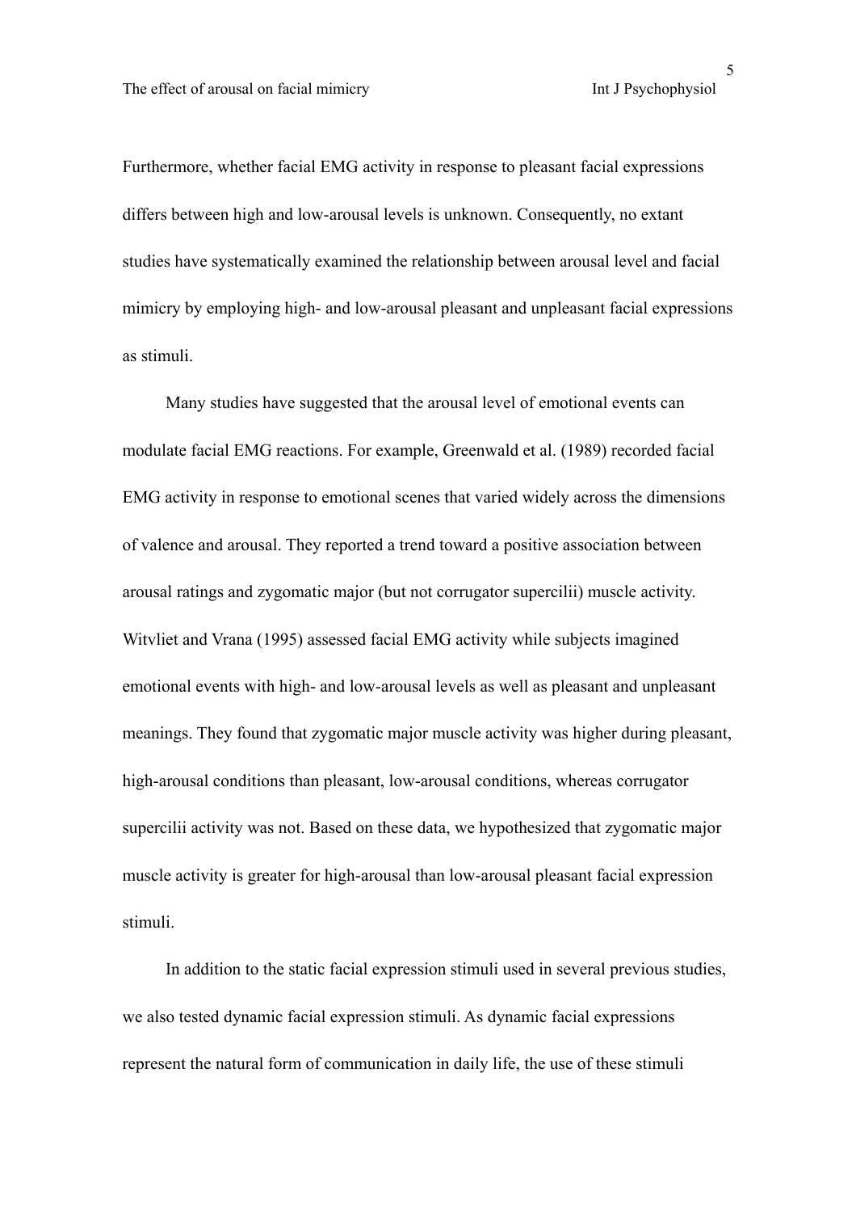Furthermore, whether facial EMG activity in response to pleasant facial expressions differs between high and low-arousal levels is unknown. Consequently, no extant studies have systematically examined the relationship between arousal level and facial mimicry by employing high- and low-arousal pleasant and unpleasant facial expressions as stimuli.

Many studies have suggested that the arousal level of emotional events can modulate facial EMG reactions. For example, Greenwald et al. (1989) recorded facial EMG activity in response to emotional scenes that varied widely across the dimensions of valence and arousal. They reported a trend toward a positive association between arousal ratings and zygomatic major (but not corrugator supercilii) muscle activity. Witvliet and Vrana (1995) assessed facial EMG activity while subjects imagined emotional events with high- and low-arousal levels as well as pleasant and unpleasant meanings. They found that zygomatic major muscle activity was higher during pleasant, high-arousal conditions than pleasant, low-arousal conditions, whereas corrugator supercilii activity was not. Based on these data, we hypothesized that zygomatic major muscle activity is greater for high-arousal than low-arousal pleasant facial expression stimuli.

In addition to the static facial expression stimuli used in several previous studies, we also tested dynamic facial expression stimuli. As dynamic facial expressions represent the natural form of communication in daily life, the use of these stimuli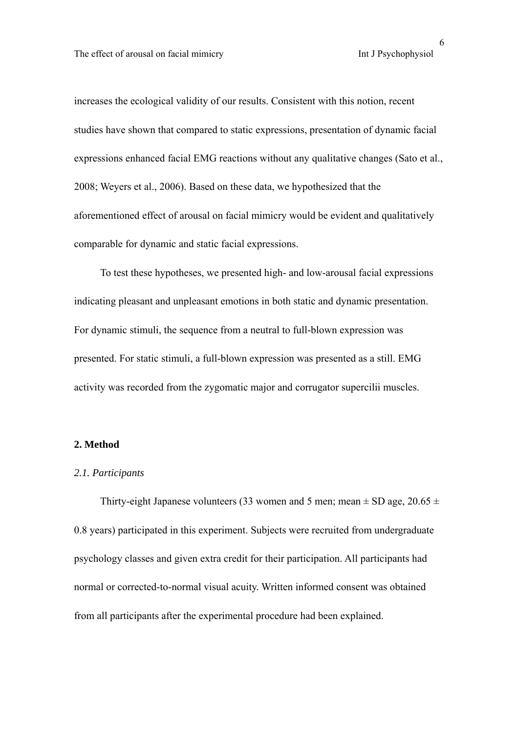increases the ecological validity of our results. Consistent with this notion, recent studies have shown that compared to static expressions, presentation of dynamic facial expressions enhanced facial EMG reactions without any qualitative changes (Sato et al., 2008; Weyers et al., 2006). Based on these data, we hypothesized that the aforementioned effect of arousal on facial mimicry would be evident and qualitatively comparable for dynamic and static facial expressions.

To test these hypotheses, we presented high- and low-arousal facial expressions indicating pleasant and unpleasant emotions in both static and dynamic presentation. For dynamic stimuli, the sequence from a neutral to full-blown expression was presented. For static stimuli, a full-blown expression was presented as a still. EMG activity was recorded from the zygomatic major and corrugator supercilii muscles.

## 2. Method

### *2.1. Participants*

Thirty-eight Japanese volunteers (33 women and 5 men; mean ± SD age, 20.65 ± 0.8 years) participated in this experiment. Subjects were recruited from undergraduate psychology classes and given extra credit for their participation. All participants had normal or corrected-to-normal visual acuity. Written informed consent was obtained from all participants after the experimental procedure had been explained.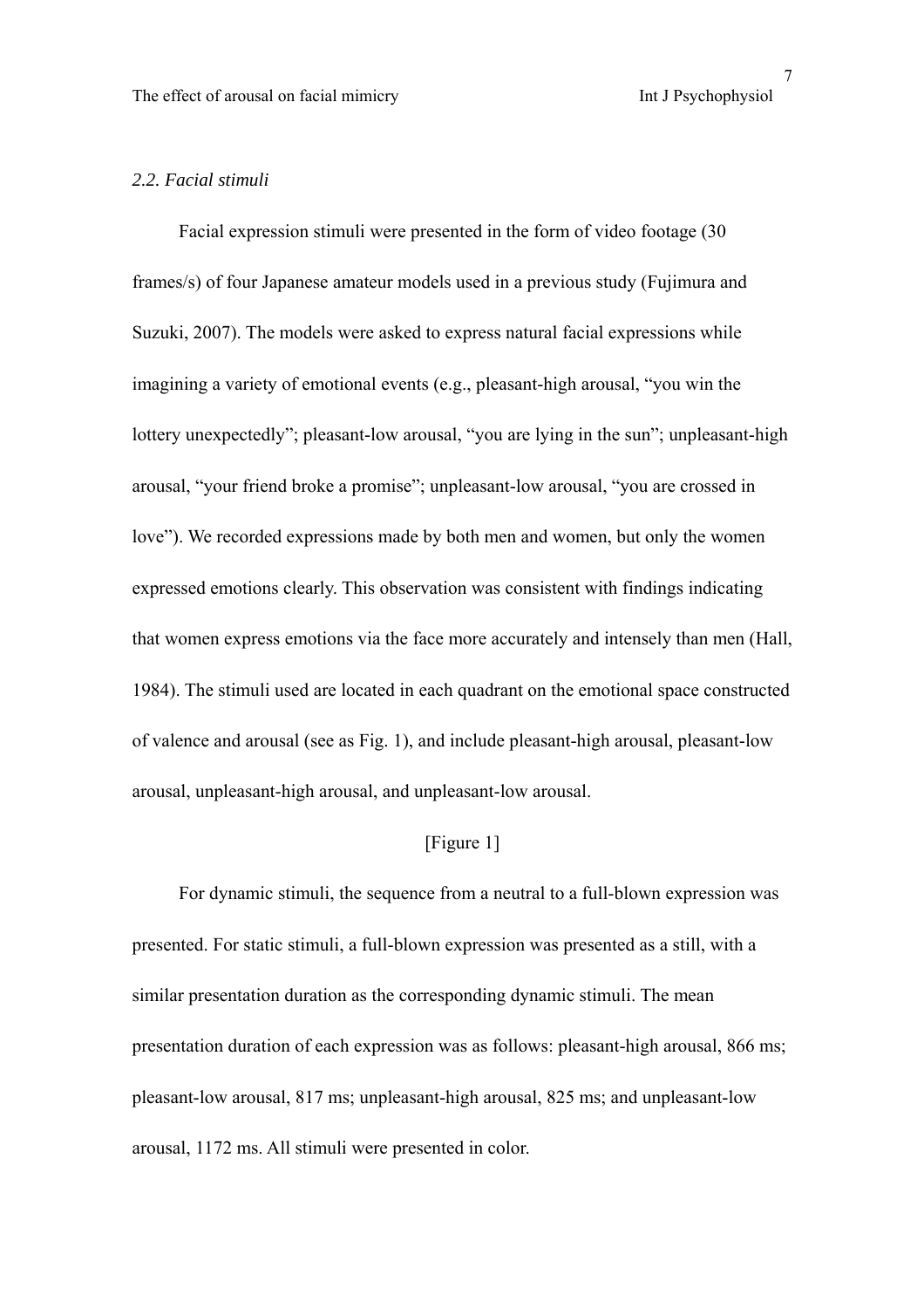*2.2. Facial stimuli*

Facial expression stimuli were presented in the form of video footage (30 frames/s) of four Japanese amateur models used in a previous study (Fujimura and Suzuki, 2007). The models were asked to express natural facial expressions while imagining a variety of emotional events (e.g., pleasant-high arousal, "you win the lottery unexpectedly"; pleasant-low arousal, "you are lying in the sun"; unpleasant-high arousal, "your friend broke a promise"; unpleasant-low arousal, "you are crossed in love"). We recorded expressions made by both men and women, but only the women expressed emotions clearly. This observation was consistent with findings indicating that women express emotions via the face more accurately and intensely than men (Hall, 1984). The stimuli used are located in each quadrant on the emotional space constructed of valence and arousal (see as Fig. 1), and include pleasant-high arousal, pleasant-low arousal, unpleasant-high arousal, and unpleasant-low arousal.

[Figure 1]

For dynamic stimuli, the sequence from a neutral to a full-blown expression was presented. For static stimuli, a full-blown expression was presented as a still, with a similar presentation duration as the corresponding dynamic stimuli. The mean presentation duration of each expression was as follows: pleasant-high arousal, 866 ms; pleasant-low arousal, 817 ms; unpleasant-high arousal, 825 ms; and unpleasant-low arousal, 1172 ms. All stimuli were presented in color.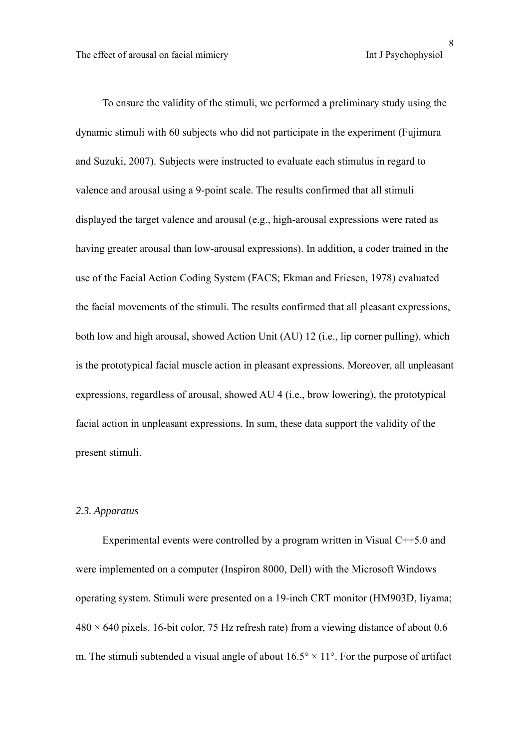To ensure the validity of the stimuli, we performed a preliminary study using the dynamic stimuli with 60 subjects who did not participate in the experiment (Fujimura and Suzuki, 2007). Subjects were instructed to evaluate each stimulus in regard to valence and arousal using a 9-point scale. The results confirmed that all stimuli displayed the target valence and arousal (e.g., high-arousal expressions were rated as having greater arousal than low-arousal expressions). In addition, a coder trained in the use of the Facial Action Coding System (FACS; Ekman and Friesen, 1978) evaluated the facial movements of the stimuli. The results confirmed that all pleasant expressions, both low and high arousal, showed Action Unit (AU) 12 (i.e., lip corner pulling), which is the prototypical facial muscle action in pleasant expressions. Moreover, all unpleasant expressions, regardless of arousal, showed AU 4 (i.e., brow lowering), the prototypical facial action in unpleasant expressions. In sum, these data support the validity of the present stimuli.

### *2.3. Apparatus*

Experimental events were controlled by a program written in Visual C++5.0 and were implemented on a computer (Inspiron 8000, Dell) with the Microsoft Windows operating system. Stimuli were presented on a 19-inch CRT monitor (HM903D, Iiyama; $480 \times 640$ pixels, 16-bit color, 75 Hz refresh rate) from a viewing distance of about 0.6 m. The stimuli subtended a visual angle of about $16.5° \times 11°$. For the purpose of artifact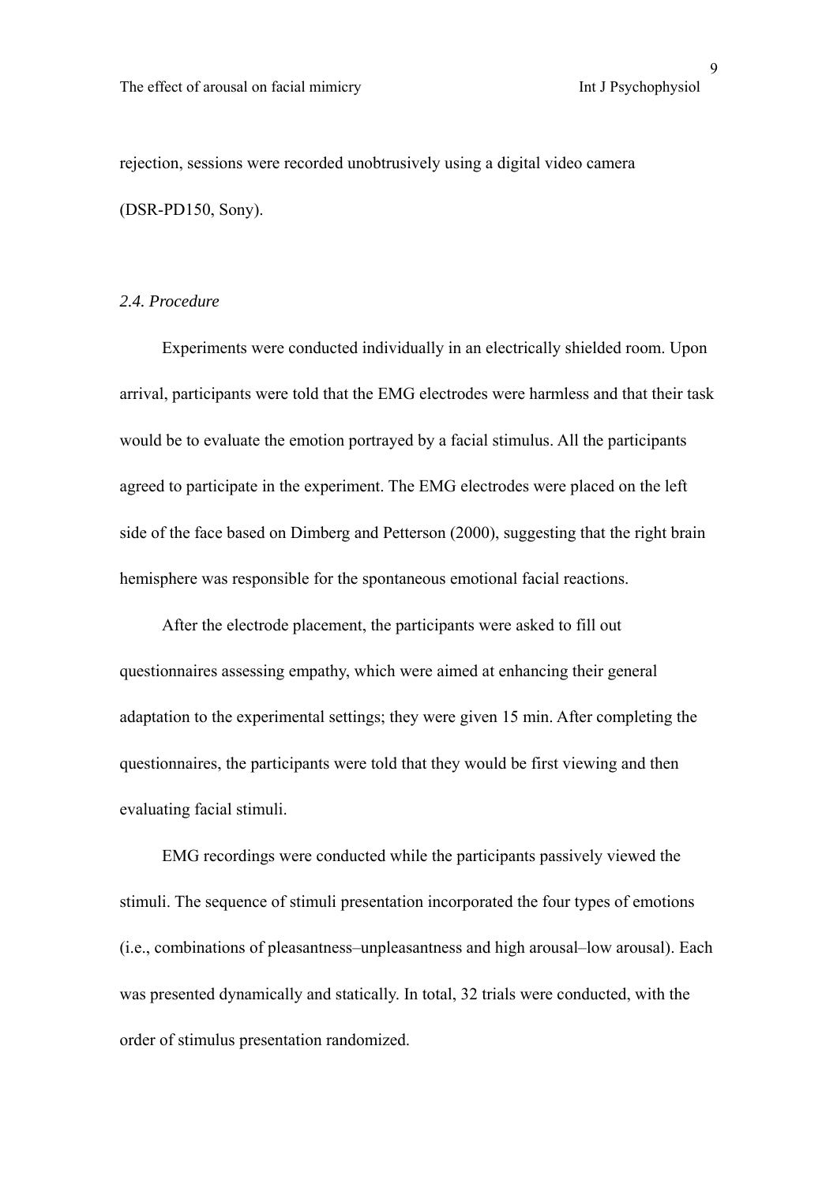rejection, sessions were recorded unobtrusively using a digital video camera (DSR-PD150, Sony).

### *2.4. Procedure*

Experiments were conducted individually in an electrically shielded room. Upon arrival, participants were told that the EMG electrodes were harmless and that their task would be to evaluate the emotion portrayed by a facial stimulus. All the participants agreed to participate in the experiment. The EMG electrodes were placed on the left side of the face based on Dimberg and Petterson (2000), suggesting that the right brain hemisphere was responsible for the spontaneous emotional facial reactions.

After the electrode placement, the participants were asked to fill out questionnaires assessing empathy, which were aimed at enhancing their general adaptation to the experimental settings; they were given 15 min. After completing the questionnaires, the participants were told that they would be first viewing and then evaluating facial stimuli.

EMG recordings were conducted while the participants passively viewed the stimuli. The sequence of stimuli presentation incorporated the four types of emotions (i.e., combinations of pleasantness–unpleasantness and high arousal–low arousal). Each was presented dynamically and statically. In total, 32 trials were conducted, with the order of stimulus presentation randomized.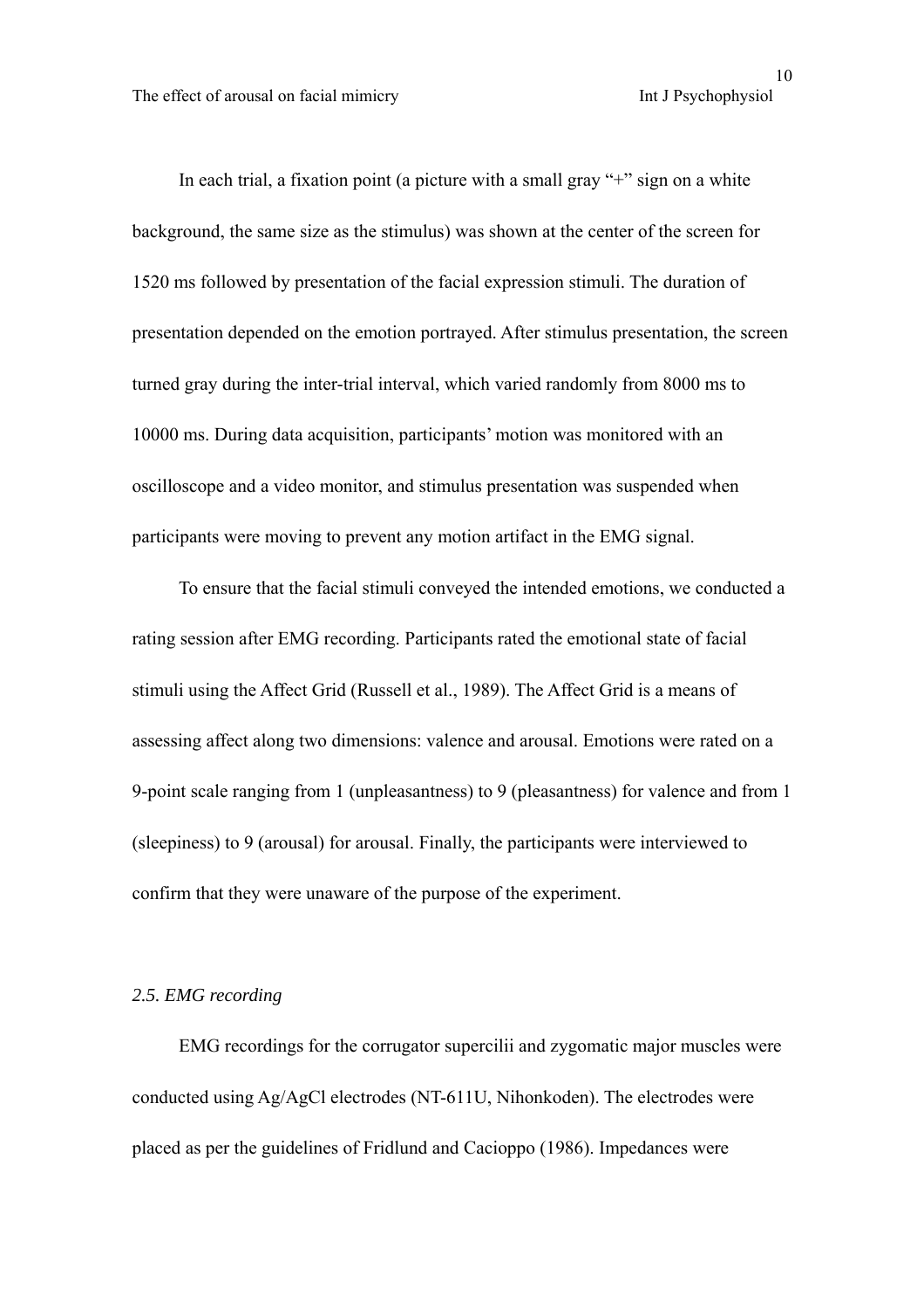In each trial, a fixation point (a picture with a small gray "+" sign on a white background, the same size as the stimulus) was shown at the center of the screen for 1520 ms followed by presentation of the facial expression stimuli. The duration of presentation depended on the emotion portrayed. After stimulus presentation, the screen turned gray during the inter-trial interval, which varied randomly from 8000 ms to 10000 ms. During data acquisition, participants' motion was monitored with an oscilloscope and a video monitor, and stimulus presentation was suspended when participants were moving to prevent any motion artifact in the EMG signal.

To ensure that the facial stimuli conveyed the intended emotions, we conducted a rating session after EMG recording. Participants rated the emotional state of facial stimuli using the Affect Grid (Russell et al., 1989). The Affect Grid is a means of assessing affect along two dimensions: valence and arousal. Emotions were rated on a 9-point scale ranging from 1 (unpleasantness) to 9 (pleasantness) for valence and from 1 (sleepiness) to 9 (arousal) for arousal. Finally, the participants were interviewed to confirm that they were unaware of the purpose of the experiment.

### *2.5. EMG recording*

EMG recordings for the corrugator supercilii and zygomatic major muscles were conducted using Ag/AgCl electrodes (NT-611U, Nihonkoden). The electrodes were placed as per the guidelines of Fridlund and Cacioppo (1986). Impedances were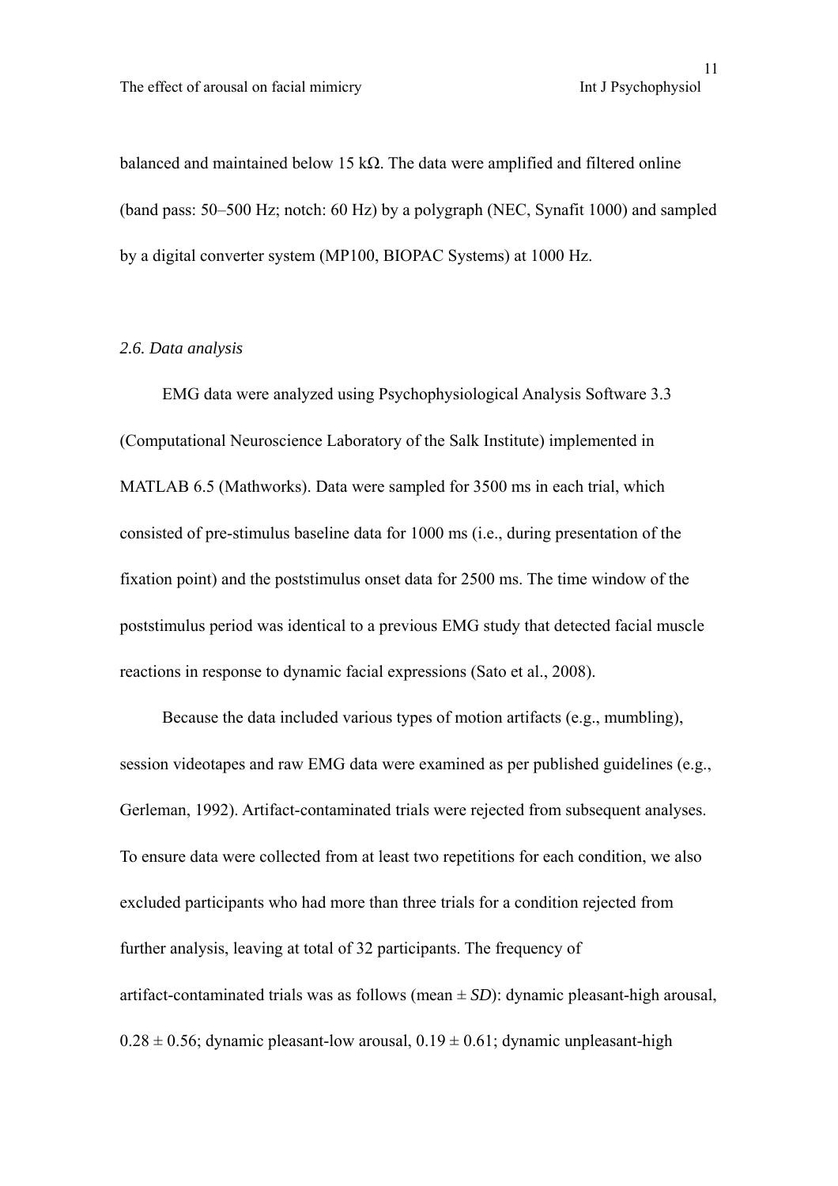balanced and maintained below 15 kΩ. The data were amplified and filtered online (band pass: 50–500 Hz; notch: 60 Hz) by a polygraph (NEC, Synafit 1000) and sampled by a digital converter system (MP100, BIOPAC Systems) at 1000 Hz.

### *2.6. Data analysis*

EMG data were analyzed using Psychophysiological Analysis Software 3.3 (Computational Neuroscience Laboratory of the Salk Institute) implemented in MATLAB 6.5 (Mathworks). Data were sampled for 3500 ms in each trial, which consisted of pre-stimulus baseline data for 1000 ms (i.e., during presentation of the fixation point) and the poststimulus onset data for 2500 ms. The time window of the poststimulus period was identical to a previous EMG study that detected facial muscle reactions in response to dynamic facial expressions (Sato et al., 2008).

Because the data included various types of motion artifacts (e.g., mumbling), session videotapes and raw EMG data were examined as per published guidelines (e.g., Gerleman, 1992). Artifact-contaminated trials were rejected from subsequent analyses. To ensure data were collected from at least two repetitions for each condition, we also excluded participants who had more than three trials for a condition rejected from further analysis, leaving at total of 32 participants. The frequency of artifact-contaminated trials was as follows (mean ± *SD*): dynamic pleasant-high arousal, 0.28 ± 0.56; dynamic pleasant-low arousal, 0.19 ± 0.61; dynamic unpleasant-high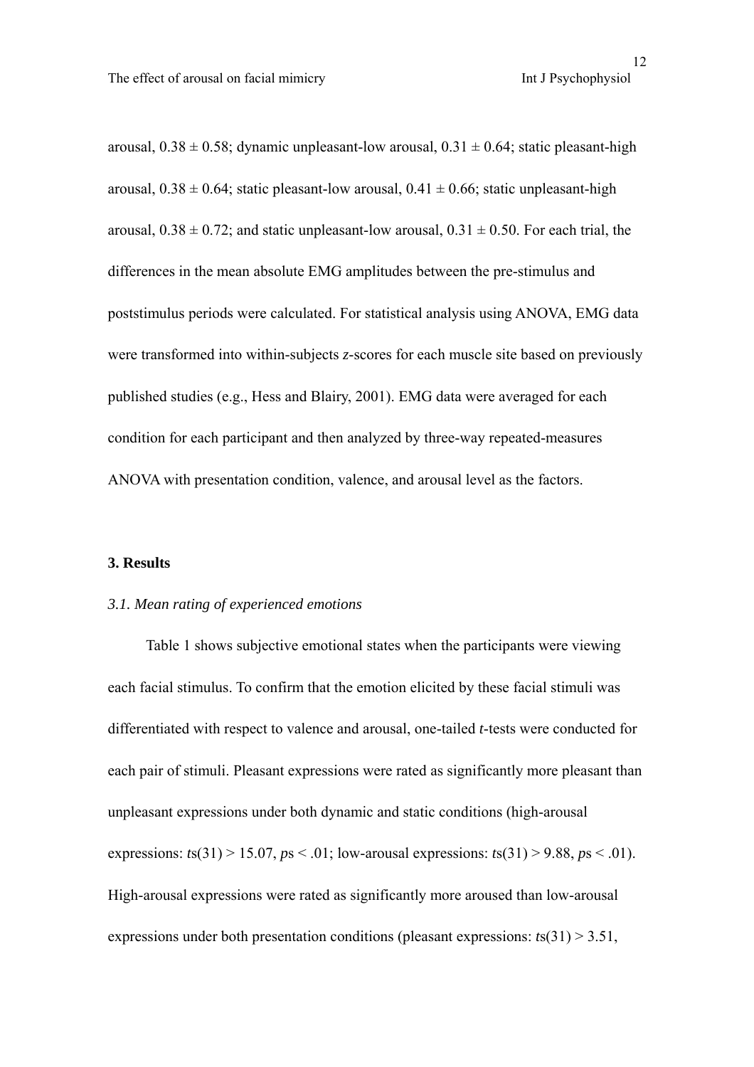arousal, $0.38 \pm 0.58$; dynamic unpleasant-low arousal, $0.31 \pm 0.64$; static pleasant-high arousal, $0.38 \pm 0.64$; static pleasant-low arousal, $0.41 \pm 0.66$; static unpleasant-high arousal, $0.38 \pm 0.72$; and static unpleasant-low arousal, $0.31 \pm 0.50$. For each trial, the differences in the mean absolute EMG amplitudes between the pre-stimulus and poststimulus periods were calculated. For statistical analysis using ANOVA, EMG data were transformed into within-subjects *z*-scores for each muscle site based on previously published studies (e.g., Hess and Blairy, 2001). EMG data were averaged for each condition for each participant and then analyzed by three-way repeated-measures ANOVA with presentation condition, valence, and arousal level as the factors.

## 3. Results

### *3.1. Mean rating of experienced emotions*

Table 1 shows subjective emotional states when the participants were viewing each facial stimulus. To confirm that the emotion elicited by these facial stimuli was differentiated with respect to valence and arousal, one-tailed *t*-tests were conducted for each pair of stimuli. Pleasant expressions were rated as significantly more pleasant than unpleasant expressions under both dynamic and static conditions (high-arousal expressions: $ts(31) > 15.07$, $ps < .01$; low-arousal expressions: $ts(31) > 9.88$, $ps < .01$). High-arousal expressions were rated as significantly more aroused than low-arousal expressions under both presentation conditions (pleasant expressions: $ts(31) > 3.51$,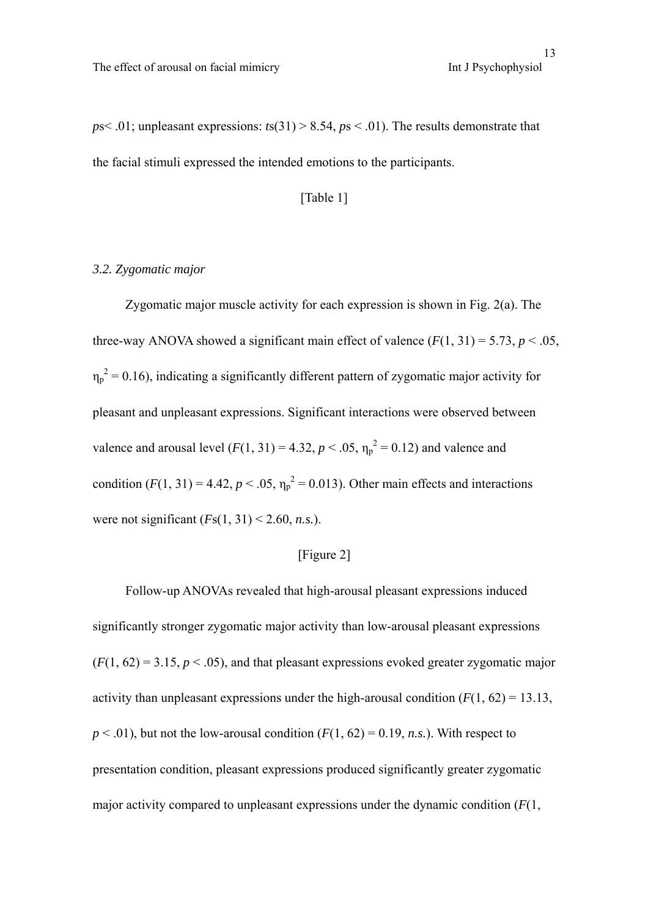$p$s< .01; unpleasant expressions: $t$s(31) > 8.54, $p$s < .01). The results demonstrate that the facial stimuli expressed the intended emotions to the participants.

[Table 1]

*3.2. Zygomatic major*

Zygomatic major muscle activity for each expression is shown in Fig. 2(a). The three-way ANOVA showed a significant main effect of valence ($F(1, 31) = 5.73$, $p < .05$, $\eta_p^2 = 0.16$), indicating a significantly different pattern of zygomatic major activity for pleasant and unpleasant expressions. Significant interactions were observed between valence and arousal level ($F(1, 31) = 4.32$, $p < .05$, $\eta_p^2 = 0.12$) and valence and condition ($F(1, 31) = 4.42$, $p < .05$, $\eta_p^2 = 0.013$). Other main effects and interactions were not significant ($F$s$(1, 31) < 2.60$, *n.s.*).

[Figure 2]

Follow-up ANOVAs revealed that high-arousal pleasant expressions induced significantly stronger zygomatic major activity than low-arousal pleasant expressions ($F(1, 62) = 3.15$, $p < .05$), and that pleasant expressions evoked greater zygomatic major activity than unpleasant expressions under the high-arousal condition ($F(1, 62) = 13.13$, $p < .01$), but not the low-arousal condition ($F(1, 62) = 0.19$, *n.s.*). With respect to presentation condition, pleasant expressions produced significantly greater zygomatic major activity compared to unpleasant expressions under the dynamic condition ($F$(1,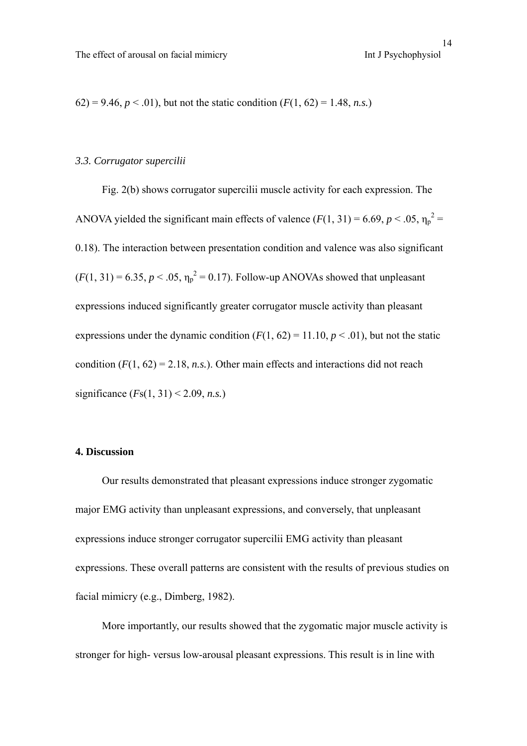62) = 9.46, $p < .01$), but not the static condition ($F(1, 62) = 1.48$, *n.s.*)

### *3.3. Corrugator supercilii*

Fig. 2(b) shows corrugator supercilii muscle activity for each expression. The ANOVA yielded the significant main effects of valence ($F(1, 31) = 6.69$, $p < .05$, $\eta_p^2 = 0.18$). The interaction between presentation condition and valence was also significant ($F(1, 31) = 6.35$, $p < .05$, $\eta_p^2 = 0.17$). Follow-up ANOVAs showed that unpleasant expressions induced significantly greater corrugator muscle activity than pleasant expressions under the dynamic condition ($F(1, 62) = 11.10$, $p < .01$), but not the static condition ($F(1, 62) = 2.18$, *n.s.*). Other main effects and interactions did not reach significance ($F$s$(1, 31) < 2.09$, *n.s.*)

## **4. Discussion**

Our results demonstrated that pleasant expressions induce stronger zygomatic major EMG activity than unpleasant expressions, and conversely, that unpleasant expressions induce stronger corrugator supercilii EMG activity than pleasant expressions. These overall patterns are consistent with the results of previous studies on facial mimicry (e.g., Dimberg, 1982).

More importantly, our results showed that the zygomatic major muscle activity is stronger for high- versus low-arousal pleasant expressions. This result is in line with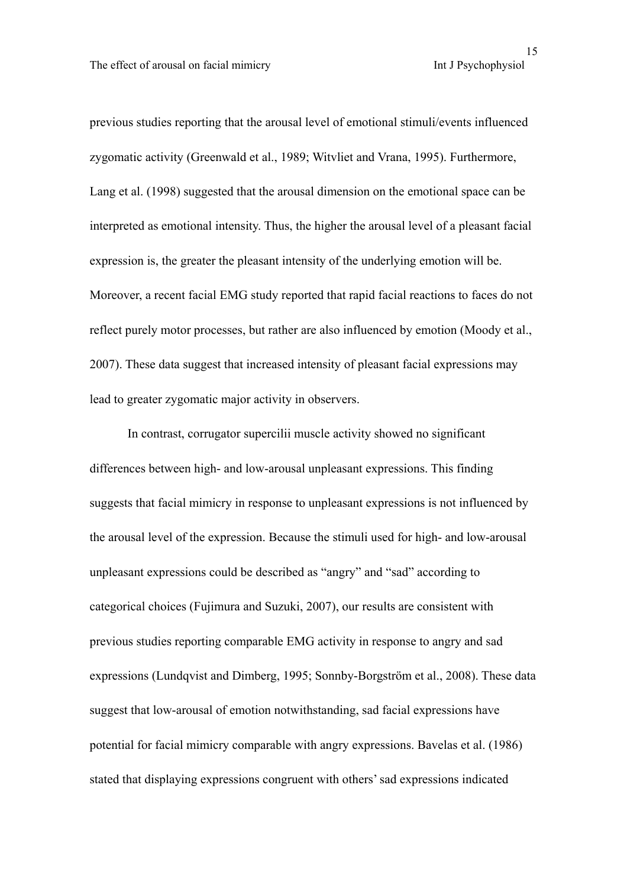previous studies reporting that the arousal level of emotional stimuli/events influenced zygomatic activity (Greenwald et al., 1989; Witvliet and Vrana, 1995). Furthermore, Lang et al. (1998) suggested that the arousal dimension on the emotional space can be interpreted as emotional intensity. Thus, the higher the arousal level of a pleasant facial expression is, the greater the pleasant intensity of the underlying emotion will be. Moreover, a recent facial EMG study reported that rapid facial reactions to faces do not reflect purely motor processes, but rather are also influenced by emotion (Moody et al., 2007). These data suggest that increased intensity of pleasant facial expressions may lead to greater zygomatic major activity in observers.

In contrast, corrugator supercilii muscle activity showed no significant differences between high- and low-arousal unpleasant expressions. This finding suggests that facial mimicry in response to unpleasant expressions is not influenced by the arousal level of the expression. Because the stimuli used for high- and low-arousal unpleasant expressions could be described as "angry" and "sad" according to categorical choices (Fujimura and Suzuki, 2007), our results are consistent with previous studies reporting comparable EMG activity in response to angry and sad expressions (Lundqvist and Dimberg, 1995; Sonnby-Borgström et al., 2008). These data suggest that low-arousal of emotion notwithstanding, sad facial expressions have potential for facial mimicry comparable with angry expressions. Bavelas et al. (1986) stated that displaying expressions congruent with others' sad expressions indicated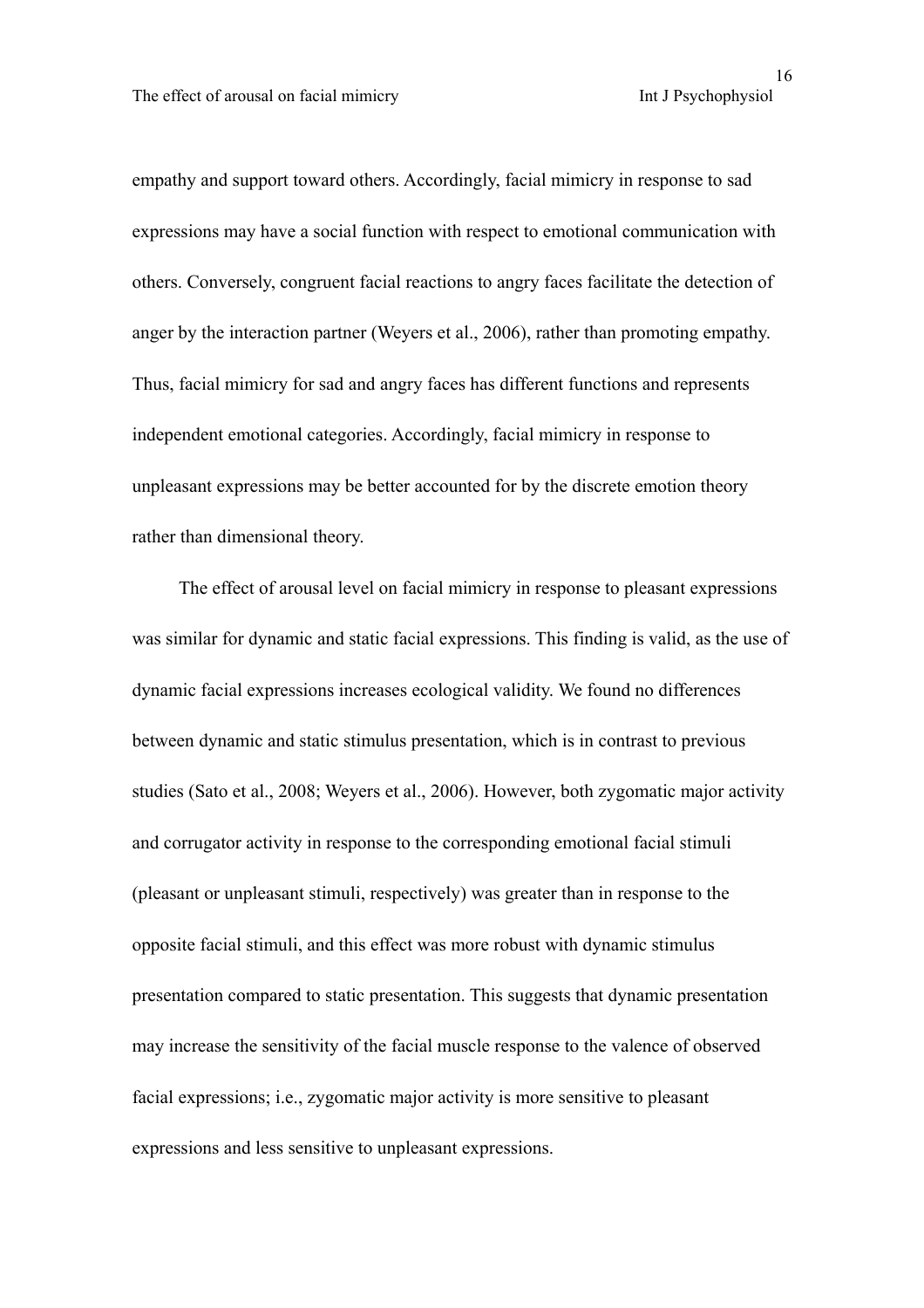empathy and support toward others. Accordingly, facial mimicry in response to sad expressions may have a social function with respect to emotional communication with others. Conversely, congruent facial reactions to angry faces facilitate the detection of anger by the interaction partner (Weyers et al., 2006), rather than promoting empathy. Thus, facial mimicry for sad and angry faces has different functions and represents independent emotional categories. Accordingly, facial mimicry in response to unpleasant expressions may be better accounted for by the discrete emotion theory rather than dimensional theory.

The effect of arousal level on facial mimicry in response to pleasant expressions was similar for dynamic and static facial expressions. This finding is valid, as the use of dynamic facial expressions increases ecological validity. We found no differences between dynamic and static stimulus presentation, which is in contrast to previous studies (Sato et al., 2008; Weyers et al., 2006). However, both zygomatic major activity and corrugator activity in response to the corresponding emotional facial stimuli (pleasant or unpleasant stimuli, respectively) was greater than in response to the opposite facial stimuli, and this effect was more robust with dynamic stimulus presentation compared to static presentation. This suggests that dynamic presentation may increase the sensitivity of the facial muscle response to the valence of observed facial expressions; i.e., zygomatic major activity is more sensitive to pleasant expressions and less sensitive to unpleasant expressions.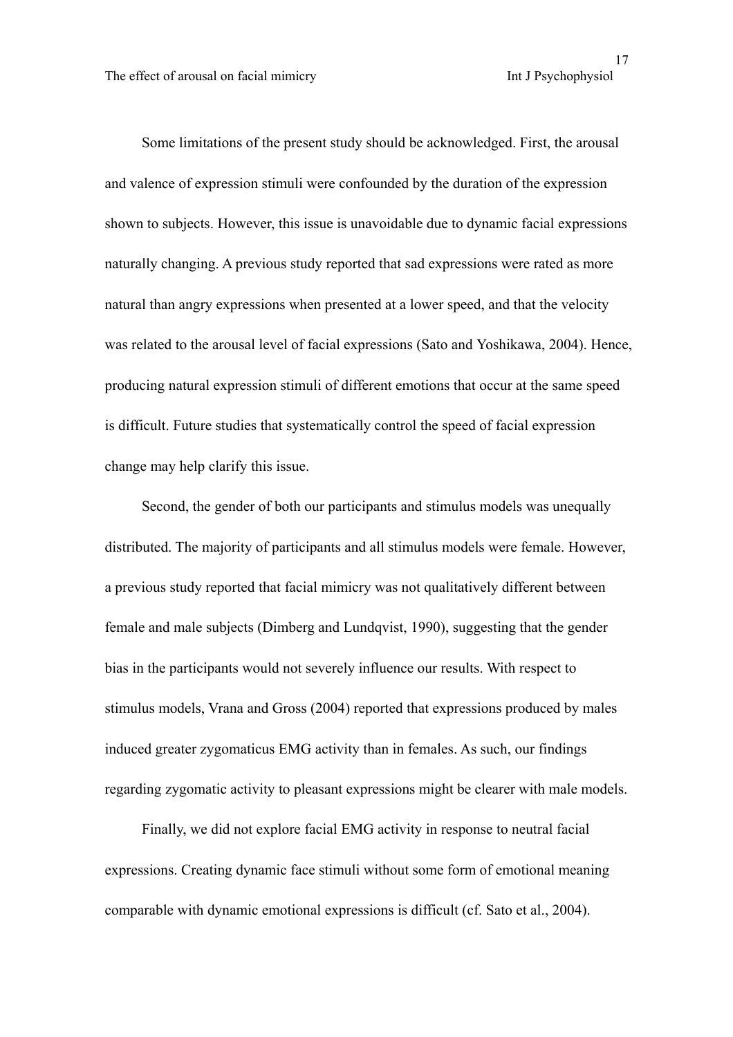Some limitations of the present study should be acknowledged. First, the arousal and valence of expression stimuli were confounded by the duration of the expression shown to subjects. However, this issue is unavoidable due to dynamic facial expressions naturally changing. A previous study reported that sad expressions were rated as more natural than angry expressions when presented at a lower speed, and that the velocity was related to the arousal level of facial expressions (Sato and Yoshikawa, 2004). Hence, producing natural expression stimuli of different emotions that occur at the same speed is difficult. Future studies that systematically control the speed of facial expression change may help clarify this issue.

Second, the gender of both our participants and stimulus models was unequally distributed. The majority of participants and all stimulus models were female. However, a previous study reported that facial mimicry was not qualitatively different between female and male subjects (Dimberg and Lundqvist, 1990), suggesting that the gender bias in the participants would not severely influence our results. With respect to stimulus models, Vrana and Gross (2004) reported that expressions produced by males induced greater zygomaticus EMG activity than in females. As such, our findings regarding zygomatic activity to pleasant expressions might be clearer with male models.

Finally, we did not explore facial EMG activity in response to neutral facial expressions. Creating dynamic face stimuli without some form of emotional meaning comparable with dynamic emotional expressions is difficult (cf. Sato et al., 2004).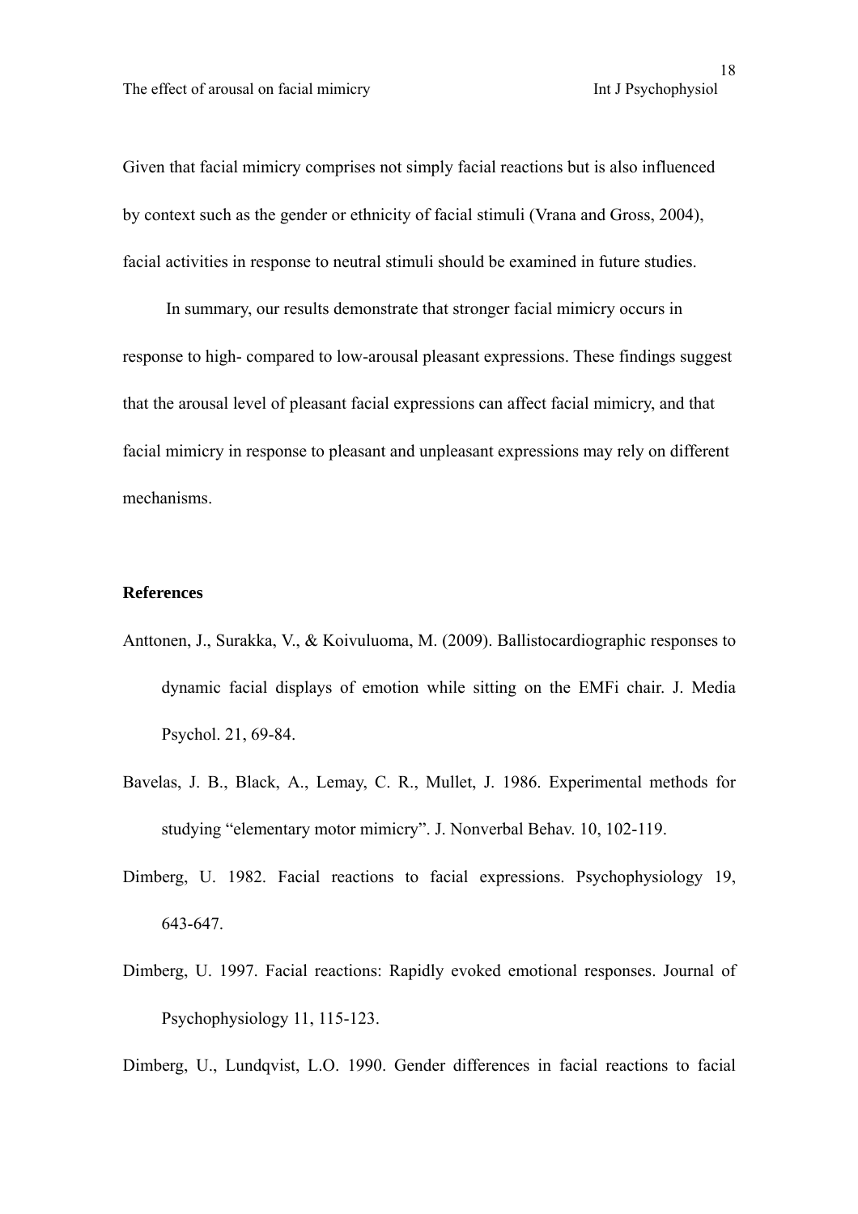Given that facial mimicry comprises not simply facial reactions but is also influenced by context such as the gender or ethnicity of facial stimuli (Vrana and Gross, 2004), facial activities in response to neutral stimuli should be examined in future studies.

In summary, our results demonstrate that stronger facial mimicry occurs in response to high- compared to low-arousal pleasant expressions. These findings suggest that the arousal level of pleasant facial expressions can affect facial mimicry, and that facial mimicry in response to pleasant and unpleasant expressions may rely on different mechanisms.

## References

Anttonen, J., Surakka, V., & Koivuluoma, M. (2009). Ballistocardiographic responses to dynamic facial displays of emotion while sitting on the EMFi chair. J. Media Psychol. 21, 69-84.

Bavelas, J. B., Black, A., Lemay, C. R., Mullet, J. 1986. Experimental methods for studying "elementary motor mimicry". J. Nonverbal Behav. 10, 102-119.

Dimberg, U. 1982. Facial reactions to facial expressions. Psychophysiology 19, 643-647.

Dimberg, U. 1997. Facial reactions: Rapidly evoked emotional responses. Journal of Psychophysiology 11, 115-123.

Dimberg, U., Lundqvist, L.O. 1990. Gender differences in facial reactions to facial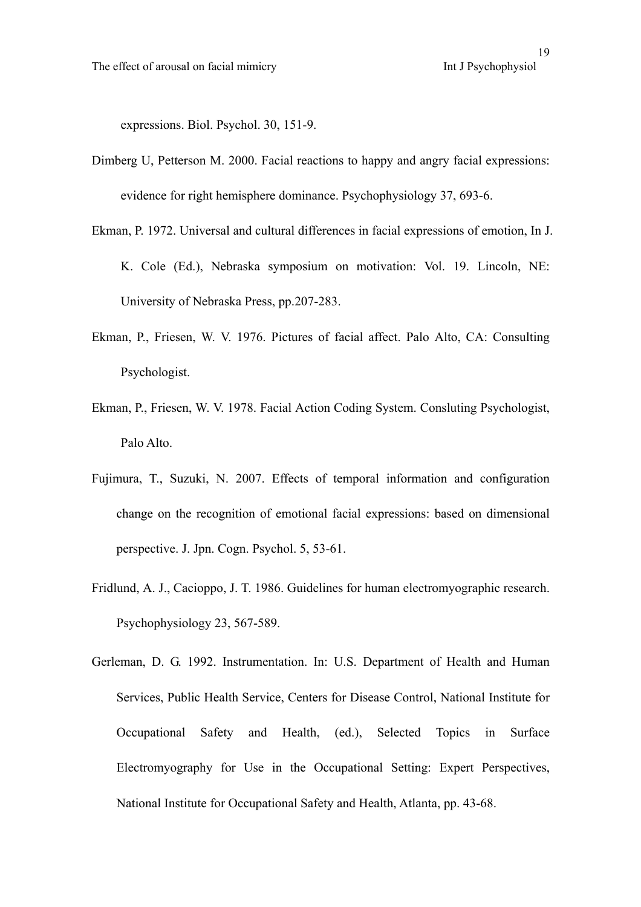expressions. Biol. Psychol. 30, 151-9.

Dimberg U, Petterson M. 2000. Facial reactions to happy and angry facial expressions: evidence for right hemisphere dominance. Psychophysiology 37, 693-6.

Ekman, P. 1972. Universal and cultural differences in facial expressions of emotion, In J. K. Cole (Ed.), Nebraska symposium on motivation: Vol. 19. Lincoln, NE: University of Nebraska Press, pp.207-283.

Ekman, P., Friesen, W. V. 1976. Pictures of facial affect. Palo Alto, CA: Consulting Psychologist.

Ekman, P., Friesen, W. V. 1978. Facial Action Coding System. Consluting Psychologist, Palo Alto.

Fujimura, T., Suzuki, N. 2007. Effects of temporal information and configuration change on the recognition of emotional facial expressions: based on dimensional perspective. J. Jpn. Cogn. Psychol. 5, 53-61.

Fridlund, A. J., Cacioppo, J. T. 1986. Guidelines for human electromyographic research. Psychophysiology 23, 567-589.

Gerleman, D. G. 1992. Instrumentation. In: U.S. Department of Health and Human Services, Public Health Service, Centers for Disease Control, National Institute for Occupational Safety and Health, (ed.), Selected Topics in Surface Electromyography for Use in the Occupational Setting: Expert Perspectives, National Institute for Occupational Safety and Health, Atlanta, pp. 43-68.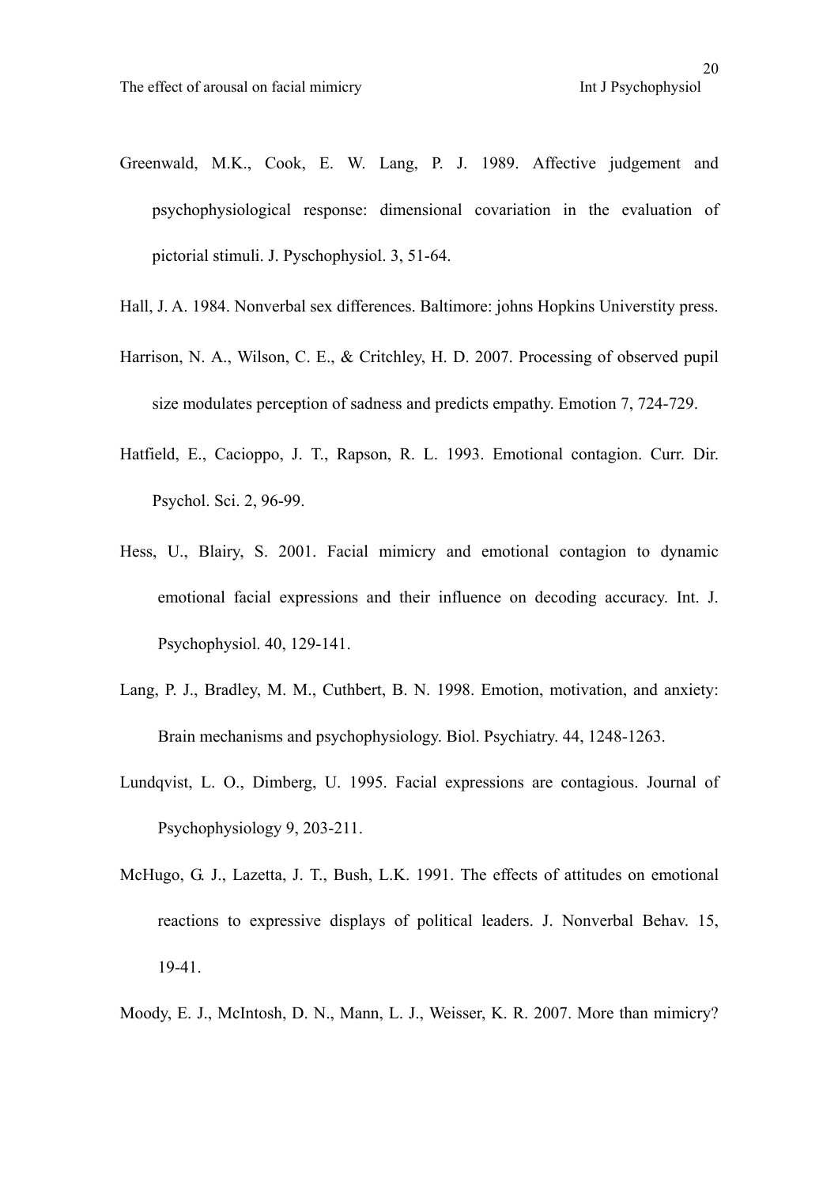Greenwald, M.K., Cook, E. W. Lang, P. J. 1989. Affective judgement and psychophysiological response: dimensional covariation in the evaluation of pictorial stimuli. J. Pyschophysiol. 3, 51-64.

Hall, J. A. 1984. Nonverbal sex differences. Baltimore: johns Hopkins Universtity press.

Harrison, N. A., Wilson, C. E., & Critchley, H. D. 2007. Processing of observed pupil size modulates perception of sadness and predicts empathy. Emotion 7, 724-729.

Hatfield, E., Cacioppo, J. T., Rapson, R. L. 1993. Emotional contagion. Curr. Dir. Psychol. Sci. 2, 96-99.

Hess, U., Blairy, S. 2001. Facial mimicry and emotional contagion to dynamic emotional facial expressions and their influence on decoding accuracy. Int. J. Psychophysiol. 40, 129-141.

Lang, P. J., Bradley, M. M., Cuthbert, B. N. 1998. Emotion, motivation, and anxiety: Brain mechanisms and psychophysiology. Biol. Psychiatry. 44, 1248-1263.

Lundqvist, L. O., Dimberg, U. 1995. Facial expressions are contagious. Journal of Psychophysiology 9, 203-211.

McHugo, G. J., Lazetta, J. T., Bush, L.K. 1991. The effects of attitudes on emotional reactions to expressive displays of political leaders. J. Nonverbal Behav. 15, 19-41.

Moody, E. J., McIntosh, D. N., Mann, L. J., Weisser, K. R. 2007. More than mimicry?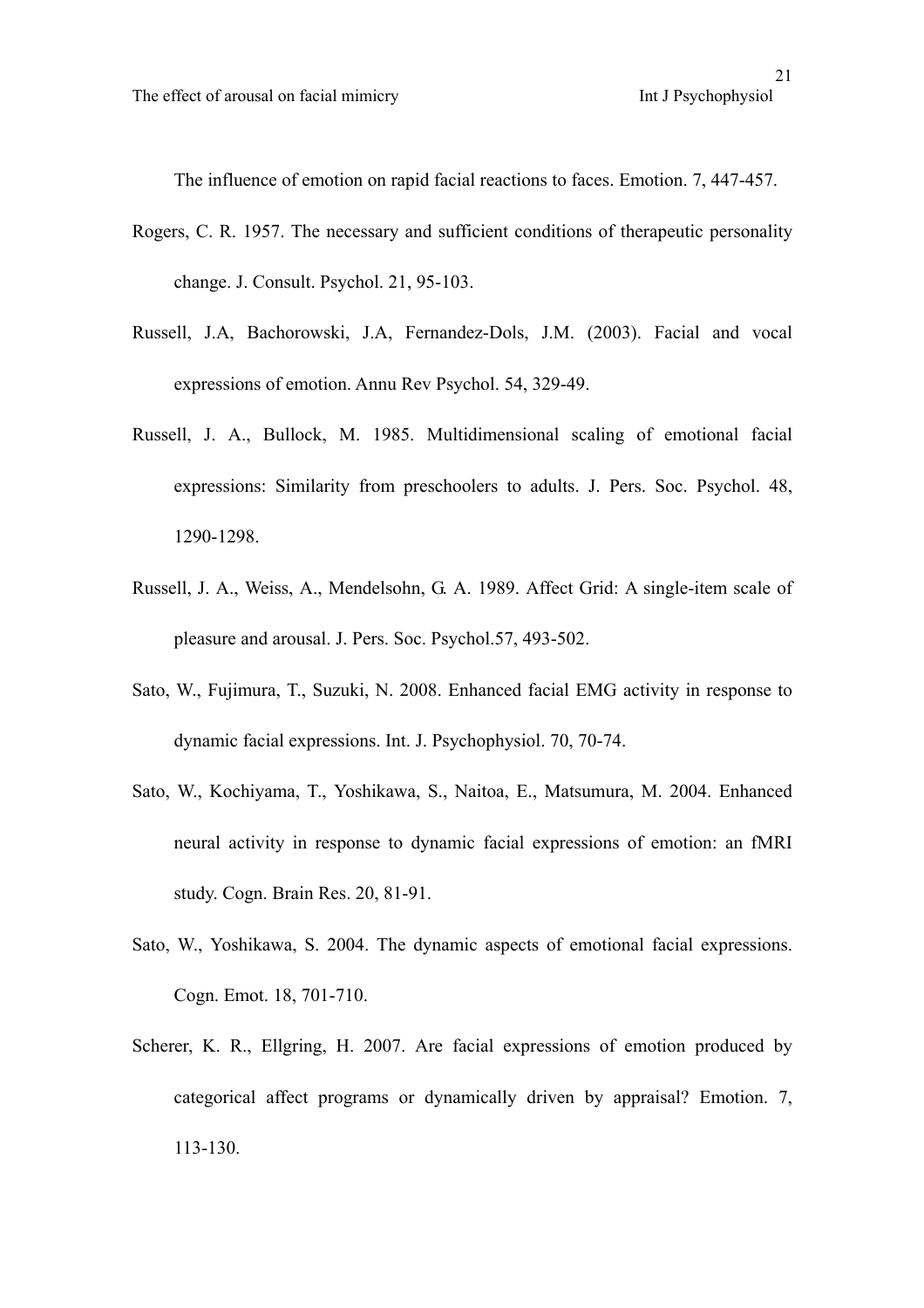The influence of emotion on rapid facial reactions to faces. Emotion. 7, 447-457.

Rogers, C. R. 1957. The necessary and sufficient conditions of therapeutic personality change. J. Consult. Psychol. 21, 95-103.

Russell, J.A, Bachorowski, J.A, Fernandez-Dols, J.M. (2003). Facial and vocal expressions of emotion. Annu Rev Psychol. 54, 329-49.

Russell, J. A., Bullock, M. 1985. Multidimensional scaling of emotional facial expressions: Similarity from preschoolers to adults. J. Pers. Soc. Psychol. 48, 1290-1298.

Russell, J. A., Weiss, A., Mendelsohn, G. A. 1989. Affect Grid: A single-item scale of pleasure and arousal. J. Pers. Soc. Psychol.57, 493-502.

Sato, W., Fujimura, T., Suzuki, N. 2008. Enhanced facial EMG activity in response to dynamic facial expressions. Int. J. Psychophysiol. 70, 70-74.

Sato, W., Kochiyama, T., Yoshikawa, S., Naitoa, E., Matsumura, M. 2004. Enhanced neural activity in response to dynamic facial expressions of emotion: an fMRI study. Cogn. Brain Res. 20, 81-91.

Sato, W., Yoshikawa, S. 2004. The dynamic aspects of emotional facial expressions. Cogn. Emot. 18, 701-710.

Scherer, K. R., Ellgring, H. 2007. Are facial expressions of emotion produced by categorical affect programs or dynamically driven by appraisal? Emotion. 7, 113-130.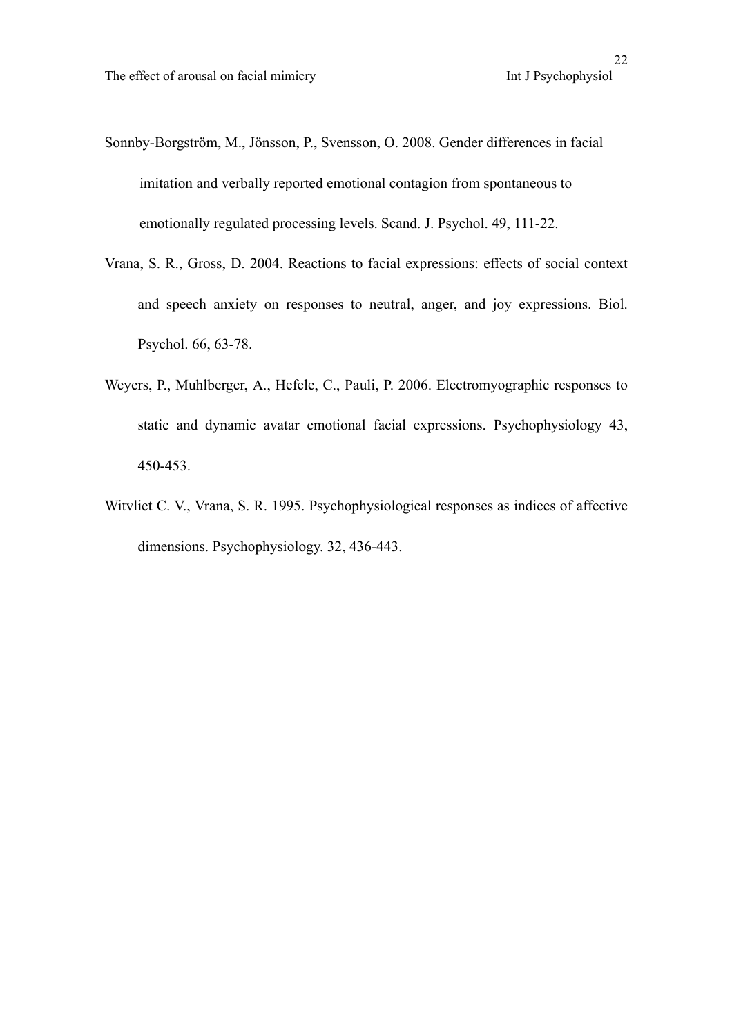Sonnby-Borgström, M., Jönsson, P., Svensson, O. 2008. Gender differences in facial imitation and verbally reported emotional contagion from spontaneous to emotionally regulated processing levels. Scand. J. Psychol. 49, 111-22.

Vrana, S. R., Gross, D. 2004. Reactions to facial expressions: effects of social context and speech anxiety on responses to neutral, anger, and joy expressions. Biol. Psychol. 66, 63-78.

Weyers, P., Muhlberger, A., Hefele, C., Pauli, P. 2006. Electromyographic responses to static and dynamic avatar emotional facial expressions. Psychophysiology 43, 450-453.

Witvliet C. V., Vrana, S. R. 1995. Psychophysiological responses as indices of affective dimensions. Psychophysiology. 32, 436-443.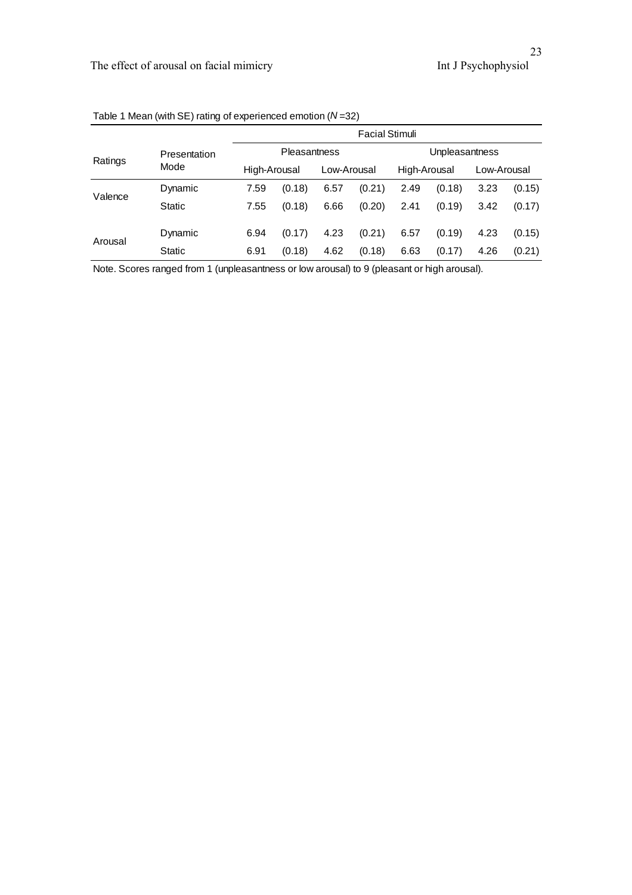Table 1 Mean (with SE) rating of experienced emotion (*N* =32)

| Ratings | Presentation Mode | Facial Stimuli | | | | | | | |
|---|---|---|---|---|---|---|---|---|---|
| | | Pleasantness | | | | Unpleasantness | | | |
| | | High-Arousal | | Low-Arousal | | High-Arousal | | Low-Arousal | |
| Valence | Dynamic | 7.59 | (0.18) | 6.57 | (0.21) | 2.49 | (0.18) | 3.23 | (0.15) |
| | Static | 7.55 | (0.18) | 6.66 | (0.20) | 2.41 | (0.19) | 3.42 | (0.17) |
| Arousal | Dynamic | 6.94 | (0.17) | 4.23 | (0.21) | 6.57 | (0.19) | 4.23 | (0.15) |
| | Static | 6.91 | (0.18) | 4.62 | (0.18) | 6.63 | (0.17) | 4.26 | (0.21) |

Note. Scores ranged from 1 (unpleasantness or low arousal) to 9 (pleasant or high arousal).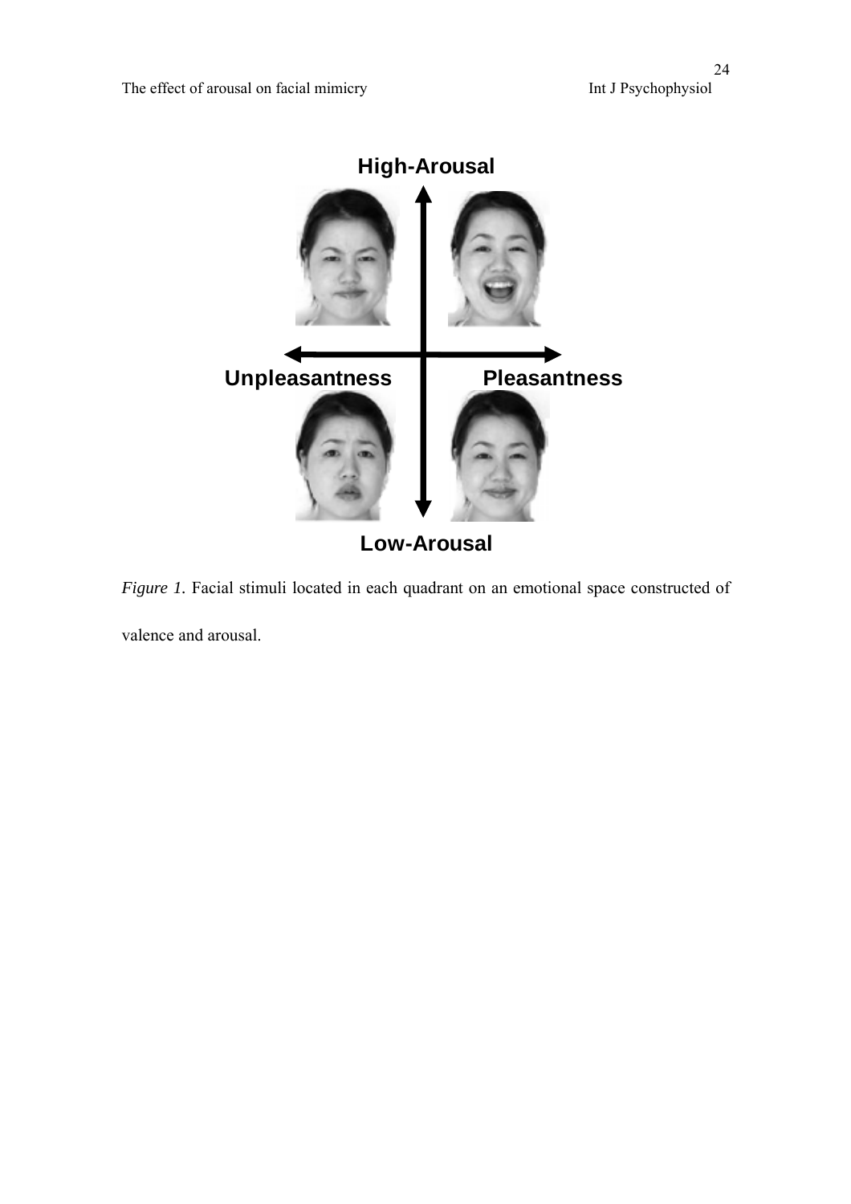*Figure 1.* Facial stimuli located in each quadrant on an emotional space constructed of valence and arousal.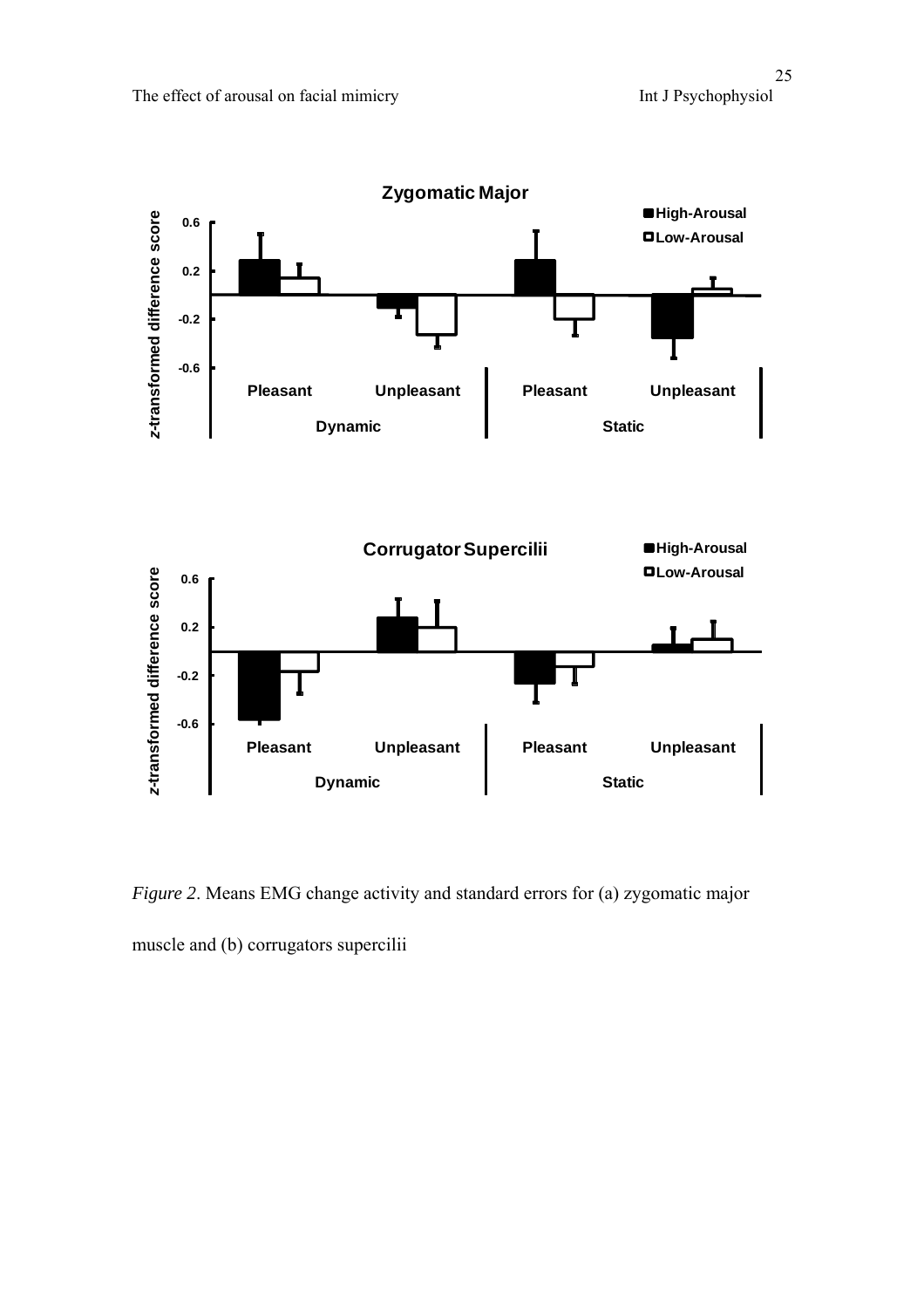Zygomatic Major

High-Arousal
Low-Arousal

z-transformed difference score

0.6
0.2
-0.2
-0.6

Pleasant
Unpleasant
Pleasant
Unpleasant

Dynamic
Static

Corrugator Supercilii

High-Arousal
Low-Arousal

z-transformed difference score

0.6
0.2
-0.2
-0.6

Pleasant
Unpleasant
Pleasant
Unpleasant

Dynamic
Static

*Figure 2*. Means EMG change activity and standard errors for (a) zygomatic major muscle and (b) corrugators supercilii